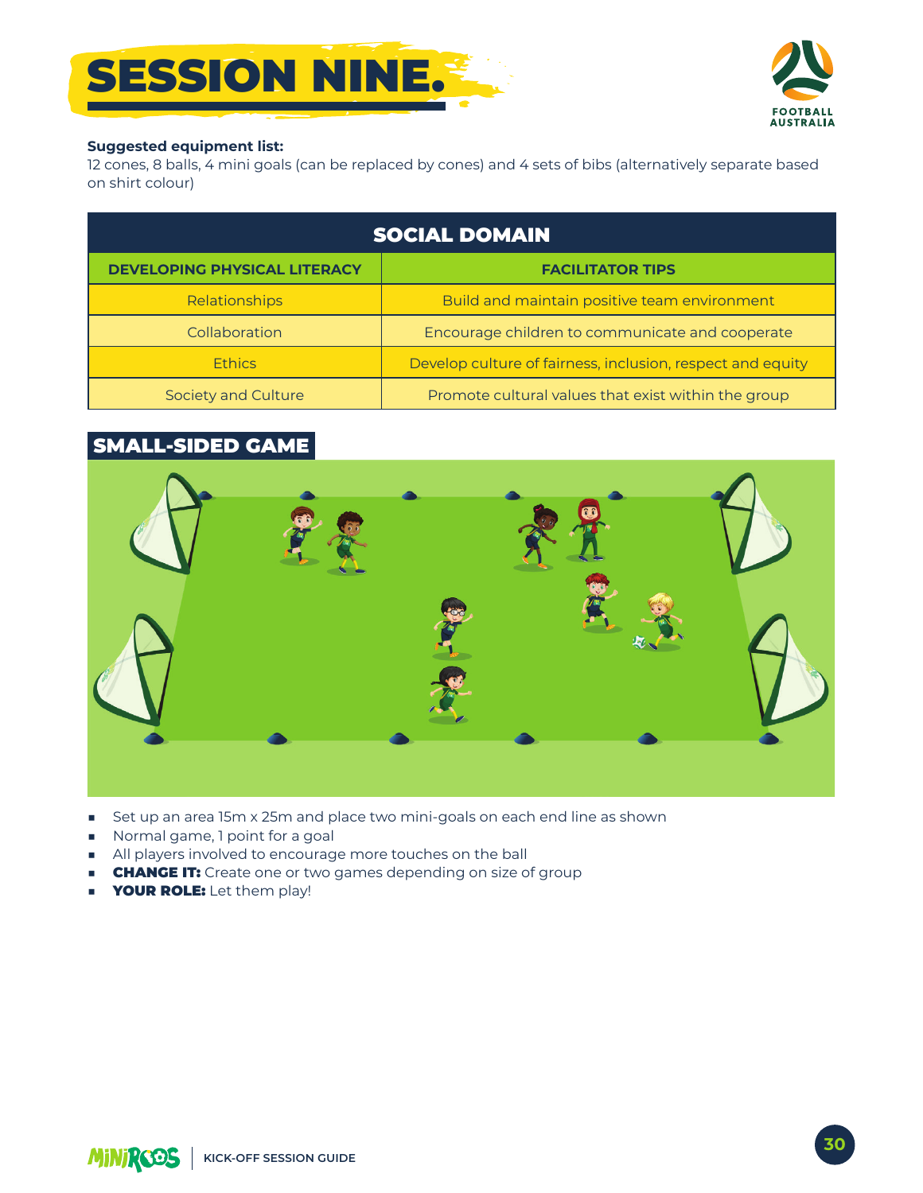# SESSION NINE.

**Suggested equipment list:**
12 cones, 8 balls, 4 mini goals (can be replaced by cones) and 4 sets of bibs (alternatively separate based on shirt colour)

| SOCIAL DOMAIN | |
|---|---|
| **DEVELOPING PHYSICAL LITERACY** | **FACILITATOR TIPS** |
| Relationships | Build and maintain positive team environment |
| Collaboration | Encourage children to communicate and cooperate |
| Ethics | Develop culture of fairness, inclusion, respect and equity |
| Society and Culture | Promote cultural values that exist within the group |

## SMALL-SIDED GAME

- Set up an area 15m x 25m and place two mini-goals on each end line as shown
- Normal game, 1 point for a goal
- All players involved to encourage more touches on the ball
- **CHANGE IT:** Create one or two games depending on size of group
- **YOUR ROLE:** Let them play!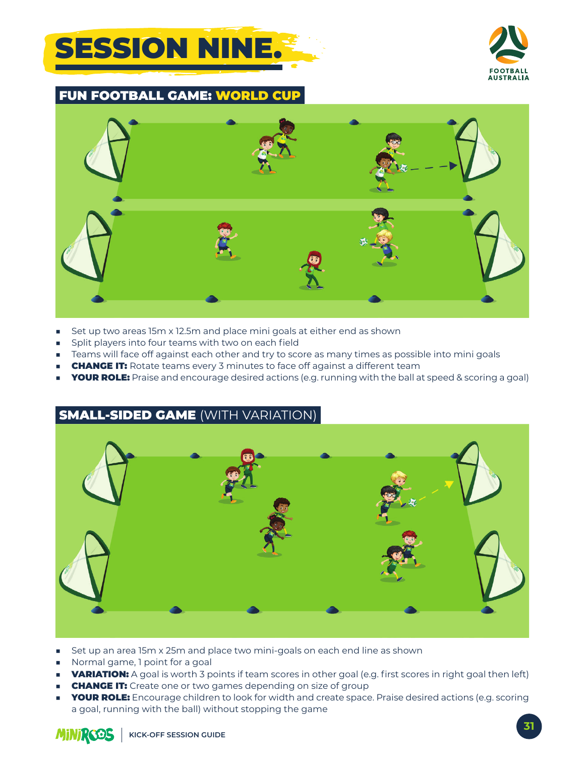# SESSION NINE.

## FUN FOOTBALL GAME: WORLD CUP

- Set up two areas 15m x 12.5m and place mini goals at either end as shown
- Split players into four teams with two on each field
- Teams will face off against each other and try to score as many times as possible into mini goals
- **CHANGE IT:** Rotate teams every 3 minutes to face off against a different team
- **YOUR ROLE:** Praise and encourage desired actions (e.g. running with the ball at speed & scoring a goal)

## SMALL-SIDED GAME (WITH VARIATION)

- Set up an area 15m x 25m and place two mini-goals on each end line as shown
- Normal game, 1 point for a goal
- **VARIATION:** A goal is worth 3 points if team scores in other goal (e.g. first scores in right goal then left)
- **CHANGE IT:** Create one or two games depending on size of group
- **YOUR ROLE:** Encourage children to look for width and create space. Praise desired actions (e.g. scoring a goal, running with the ball) without stopping the game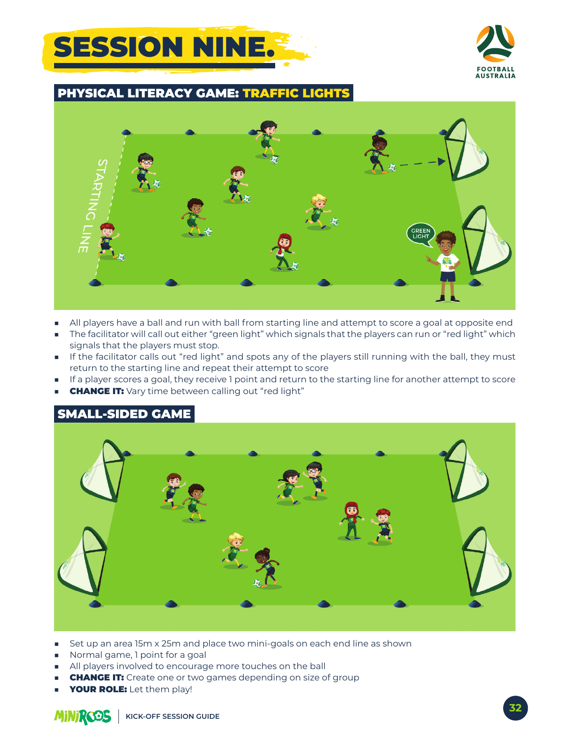# SESSION NINE.

## PHYSICAL LITERACY GAME: TRAFFIC LIGHTS

- All players have a ball and run with ball from starting line and attempt to score a goal at opposite end
- The facilitator will call out either "green light" which signals that the players can run or "red light" which signals that the players must stop.
- If the facilitator calls out "red light" and spots any of the players still running with the ball, they must return to the starting line and repeat their attempt to score
- If a player scores a goal, they receive 1 point and return to the starting line for another attempt to score
- **CHANGE IT:** Vary time between calling out "red light"

## SMALL-SIDED GAME

- Set up an area 15m x 25m and place two mini-goals on each end line as shown
- Normal game, 1 point for a goal
- All players involved to encourage more touches on the ball
- **CHANGE IT:** Create one or two games depending on size of group
- **YOUR ROLE:** Let them play!